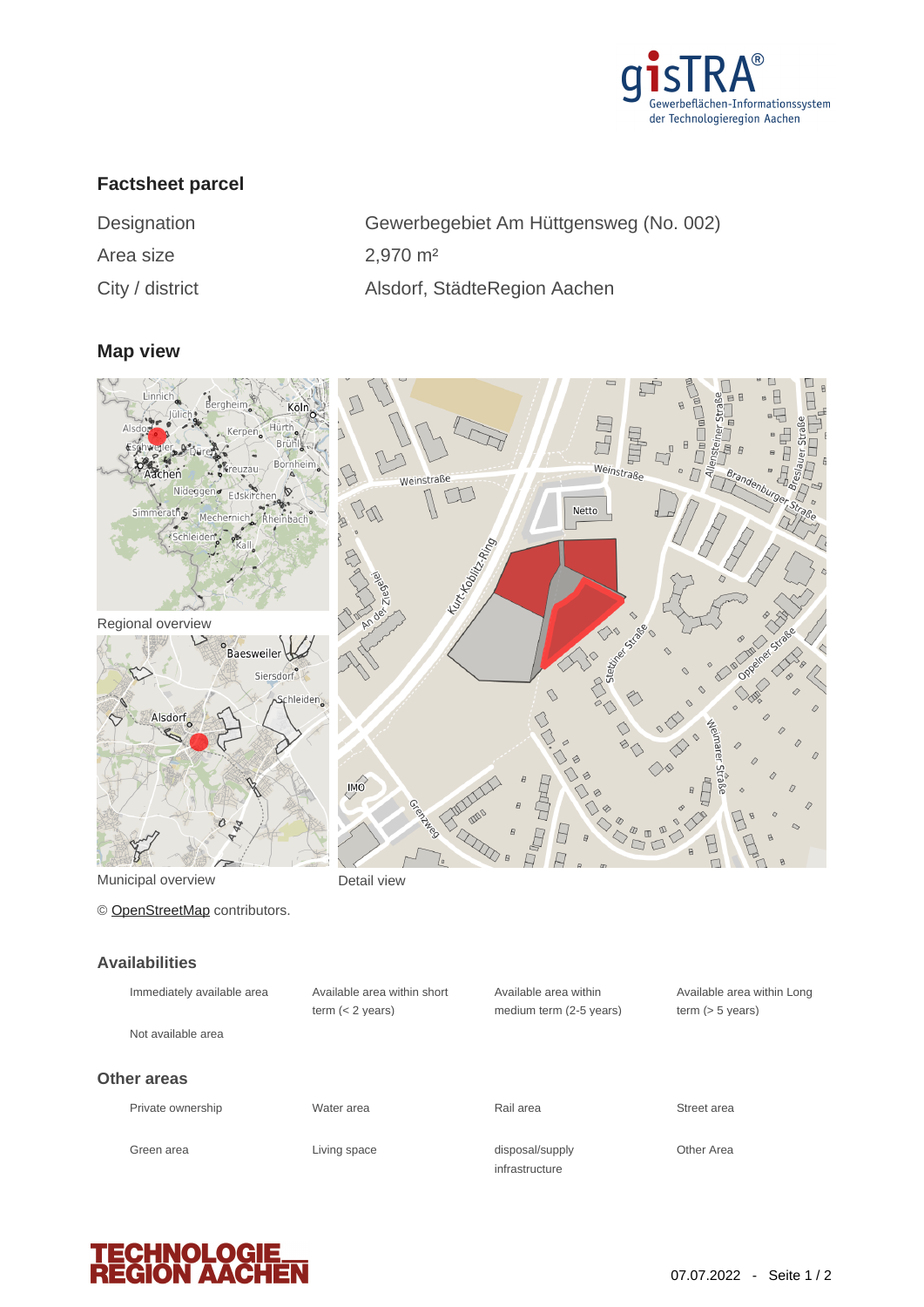gisTRA®
Gewerbeflächen-Informationssystem der Technologieregion Aachen

## Factsheet parcel

| | |
|---|---|
| Designation | Gewerbegebiet Am Hüttgensweg (No. 002) |
| Area size | 2,970 m² |
| City / district | Alsdorf, StädteRegion Aachen |

## Map view

Regional overview

Municipal overview

Detail view

© OpenStreetMap contributors.

## Availabilities

| | | | |
|---|---|---|---|
| Immediately available area | Available area within short term (< 2 years) | Available area within medium term (2-5 years) | Available area within Long term (> 5 years) |
| Not available area | | | |

## Other areas

| | | | |
|---|---|---|---|
| Private ownership | Water area | Rail area | Street area |
| Green area | Living space | disposal/supply infrastructure | Other Area |

TECHNOLOGIE REGION AACHEN

07.07.2022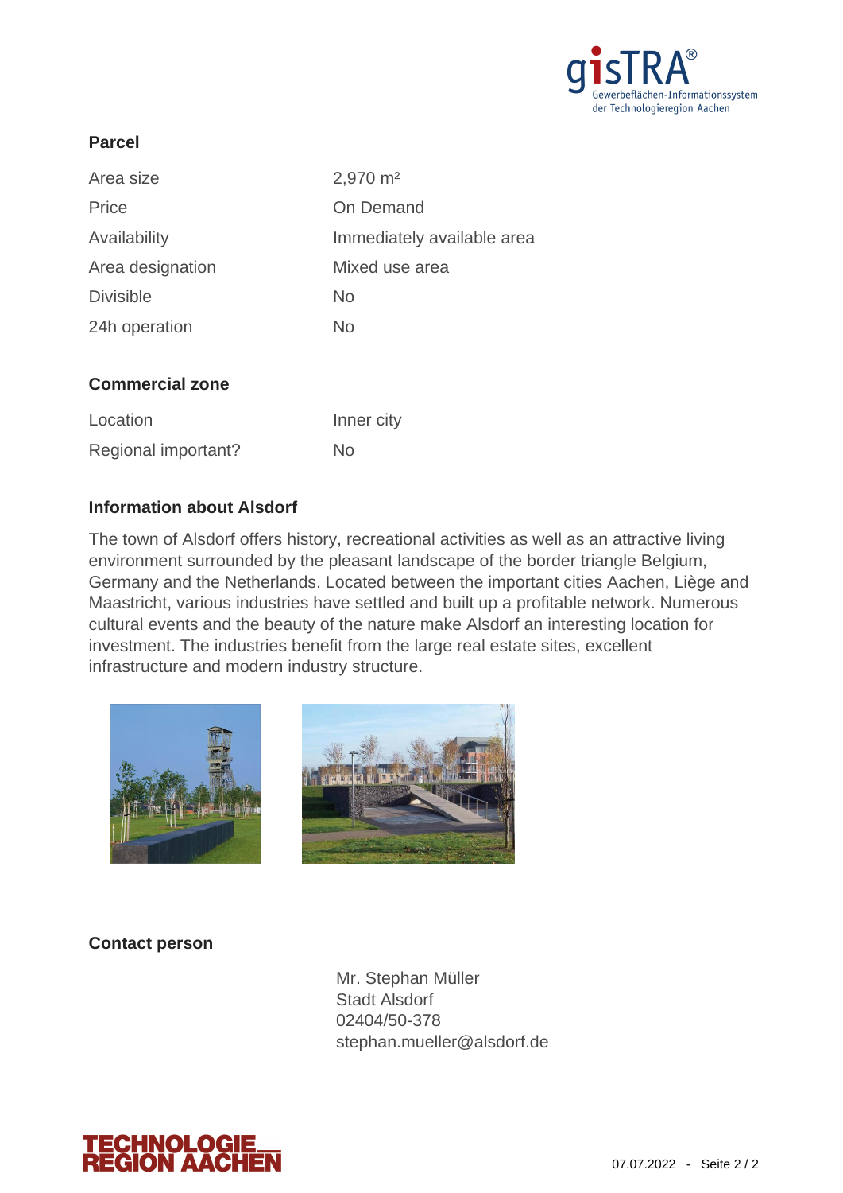## Parcel

| | |
|---|---|
| Area size | 2,970 m² |
| Price | On Demand |
| Availability | Immediately available area |
| Area designation | Mixed use area |
| Divisible | No |
| 24h operation | No |

## Commercial zone

| | |
|---|---|
| Location | Inner city |
| Regional important? | No |

## Information about Alsdorf

The town of Alsdorf offers history, recreational activities as well as an attractive living environment surrounded by the pleasant landscape of the border triangle Belgium, Germany and the Netherlands. Located between the important cities Aachen, Liège and Maastricht, various industries have settled and built up a profitable network. Numerous cultural events and the beauty of the nature make Alsdorf an interesting location for investment. The industries benefit from the large real estate sites, excellent infrastructure and modern industry structure.

## Contact person

Mr. Stephan Müller
Stadt Alsdorf
02404/50-378
stephan.mueller@alsdorf.de